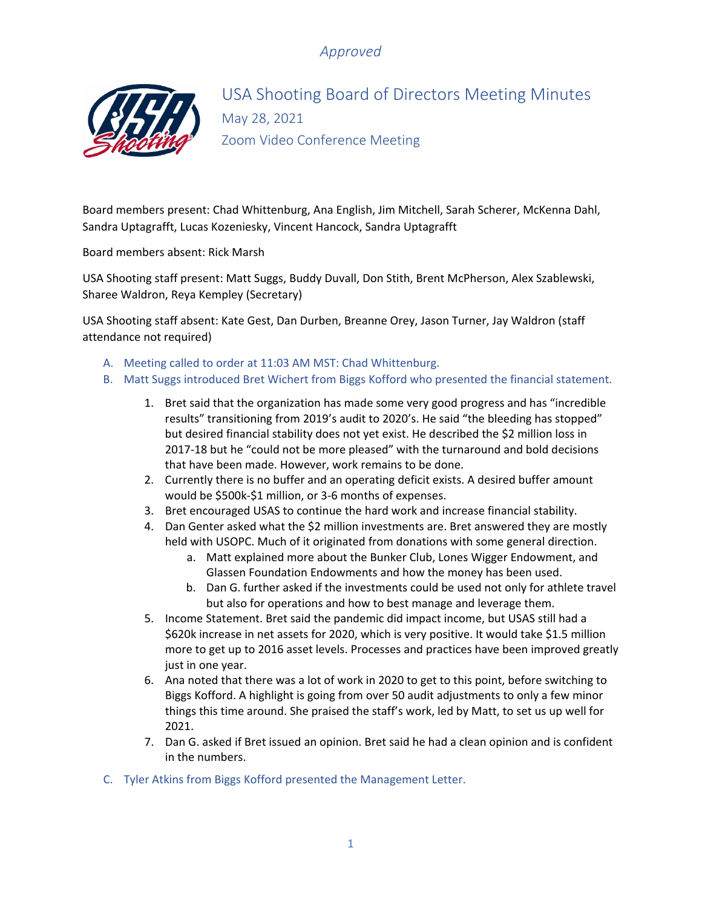*Approved*

# USA Shooting Board of Directors Meeting Minutes

May 28, 2021

Zoom Video Conference Meeting

Board members present: Chad Whittenburg, Ana English, Jim Mitchell, Sarah Scherer, McKenna Dahl, Sandra Uptagrafft, Lucas Kozeniesky, Vincent Hancock, Sandra Uptagrafft

Board members absent: Rick Marsh

USA Shooting staff present: Matt Suggs, Buddy Duvall, Don Stith, Brent McPherson, Alex Szablewski, Sharee Waldron, Reya Kempley (Secretary)

USA Shooting staff absent: Kate Gest, Dan Durben, Breanne Orey, Jason Turner, Jay Waldron (staff attendance not required)

A. Meeting called to order at 11:03 AM MST: Chad Whittenburg.
B. Matt Suggs introduced Bret Wichert from Biggs Kofford who presented the financial statement.
    1. Bret said that the organization has made some very good progress and has "incredible results" transitioning from 2019's audit to 2020's. He said "the bleeding has stopped" but desired financial stability does not yet exist. He described the $2 million loss in 2017-18 but he "could not be more pleased" with the turnaround and bold decisions that have been made. However, work remains to be done.
    2. Currently there is no buffer and an operating deficit exists. A desired buffer amount would be $500k-$1 million, or 3-6 months of expenses.
    3. Bret encouraged USAS to continue the hard work and increase financial stability.
    4. Dan Genter asked what the $2 million investments are. Bret answered they are mostly held with USOPC. Much of it originated from donations with some general direction.
        a. Matt explained more about the Bunker Club, Lones Wigger Endowment, and Glassen Foundation Endowments and how the money has been used.
        b. Dan G. further asked if the investments could be used not only for athlete travel but also for operations and how to best manage and leverage them.
    5. Income Statement. Bret said the pandemic did impact income, but USAS still had a $620k increase in net assets for 2020, which is very positive. It would take $1.5 million more to get up to 2016 asset levels. Processes and practices have been improved greatly just in one year.
    6. Ana noted that there was a lot of work in 2020 to get to this point, before switching to Biggs Kofford. A highlight is going from over 50 audit adjustments to only a few minor things this time around. She praised the staff's work, led by Matt, to set us up well for 2021.
    7. Dan G. asked if Bret issued an opinion. Bret said he had a clean opinion and is confident in the numbers.
C. Tyler Atkins from Biggs Kofford presented the Management Letter.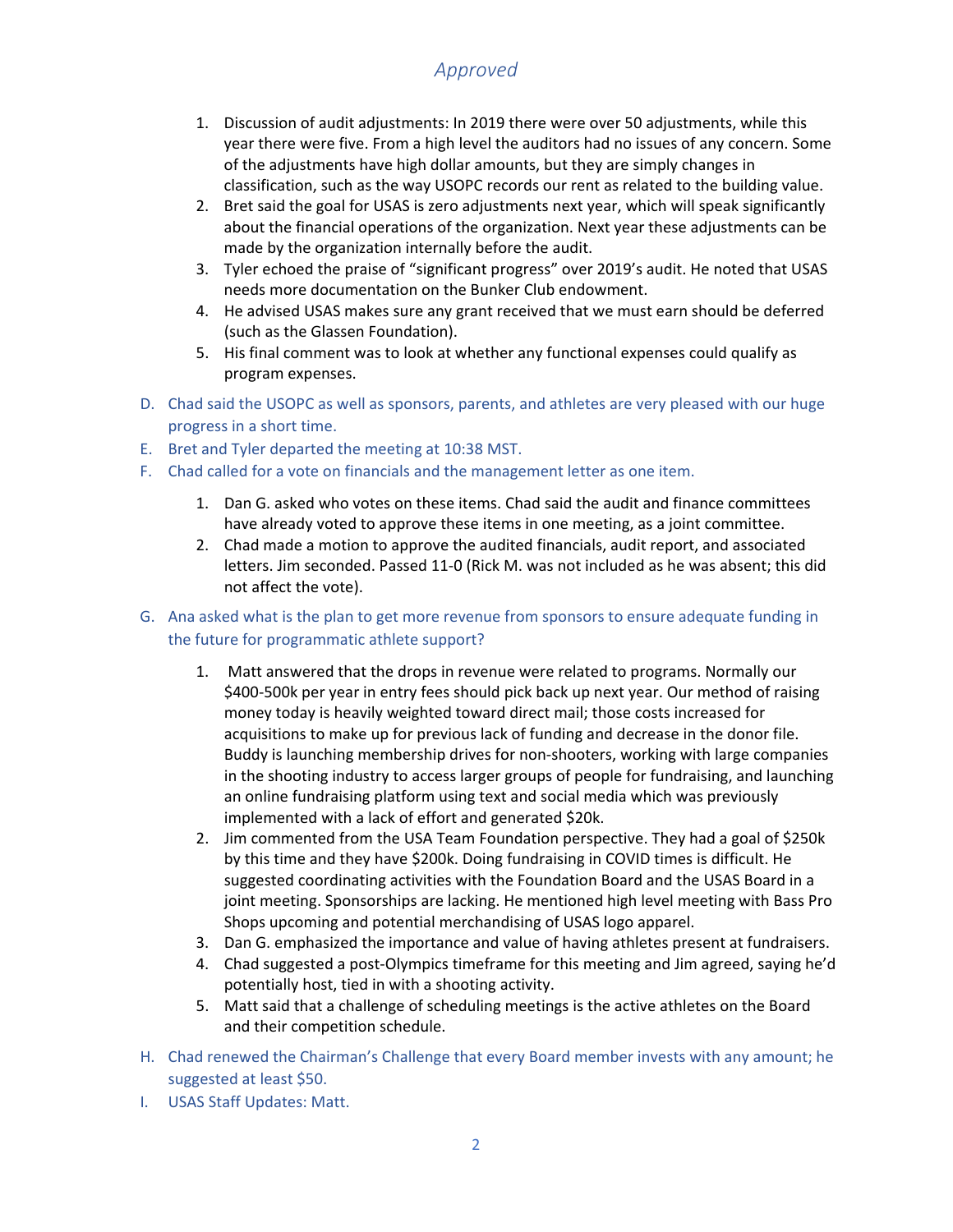*Approved*

1. Discussion of audit adjustments: In 2019 there were over 50 adjustments, while this year there were five. From a high level the auditors had no issues of any concern. Some of the adjustments have high dollar amounts, but they are simply changes in classification, such as the way USOPC records our rent as related to the building value.
2. Bret said the goal for USAS is zero adjustments next year, which will speak significantly about the financial operations of the organization. Next year these adjustments can be made by the organization internally before the audit.
3. Tyler echoed the praise of "significant progress" over 2019's audit. He noted that USAS needs more documentation on the Bunker Club endowment.
4. He advised USAS makes sure any grant received that we must earn should be deferred (such as the Glassen Foundation).
5. His final comment was to look at whether any functional expenses could qualify as program expenses.

D. Chad said the USOPC as well as sponsors, parents, and athletes are very pleased with our huge progress in a short time.

E. Bret and Tyler departed the meeting at 10:38 MST.

F. Chad called for a vote on financials and the management letter as one item.

1. Dan G. asked who votes on these items. Chad said the audit and finance committees have already voted to approve these items in one meeting, as a joint committee.
2. Chad made a motion to approve the audited financials, audit report, and associated letters. Jim seconded. Passed 11-0 (Rick M. was not included as he was absent; this did not affect the vote).

G. Ana asked what is the plan to get more revenue from sponsors to ensure adequate funding in the future for programmatic athlete support?

1. Matt answered that the drops in revenue were related to programs. Normally our $400-500k per year in entry fees should pick back up next year. Our method of raising money today is heavily weighted toward direct mail; those costs increased for acquisitions to make up for previous lack of funding and decrease in the donor file. Buddy is launching membership drives for non-shooters, working with large companies in the shooting industry to access larger groups of people for fundraising, and launching an online fundraising platform using text and social media which was previously implemented with a lack of effort and generated $20k.
2. Jim commented from the USA Team Foundation perspective. They had a goal of $250k by this time and they have $200k. Doing fundraising in COVID times is difficult. He suggested coordinating activities with the Foundation Board and the USAS Board in a joint meeting. Sponsorships are lacking. He mentioned high level meeting with Bass Pro Shops upcoming and potential merchandising of USAS logo apparel.
3. Dan G. emphasized the importance and value of having athletes present at fundraisers.
4. Chad suggested a post-Olympics timeframe for this meeting and Jim agreed, saying he'd potentially host, tied in with a shooting activity.
5. Matt said that a challenge of scheduling meetings is the active athletes on the Board and their competition schedule.

H. Chad renewed the Chairman's Challenge that every Board member invests with any amount; he suggested at least $50.

I. USAS Staff Updates: Matt.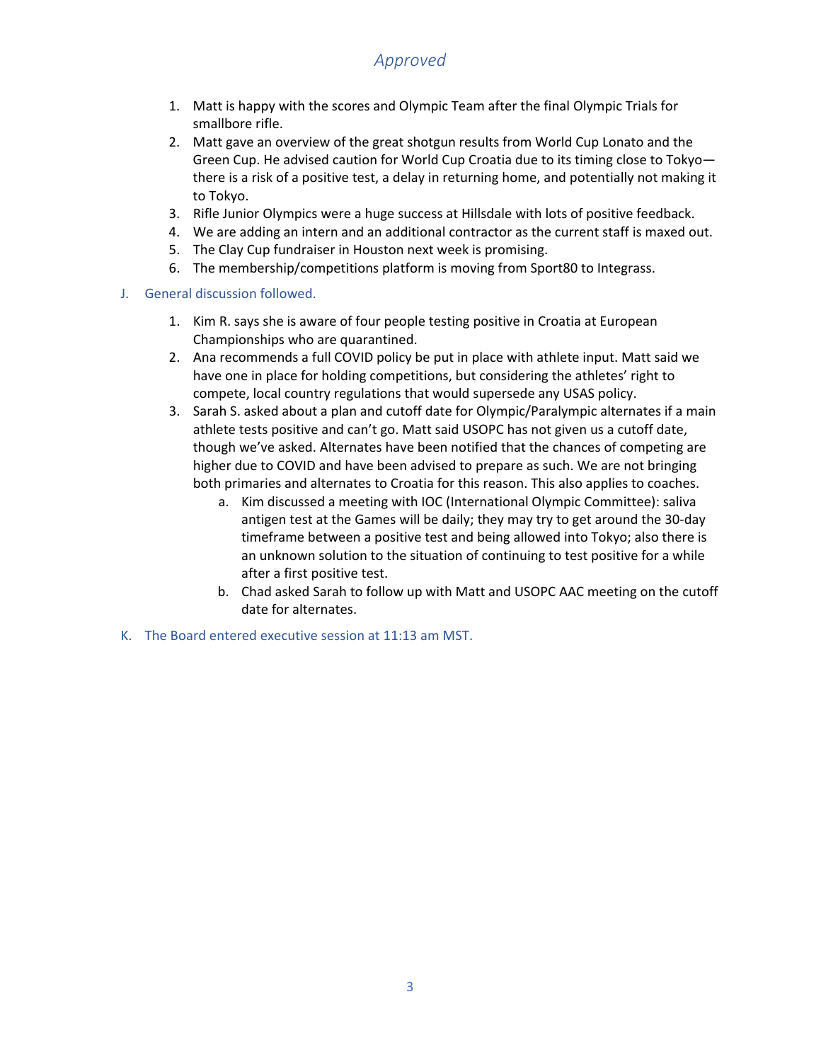*Approved*

1. Matt is happy with the scores and Olympic Team after the final Olympic Trials for smallbore rifle.
2. Matt gave an overview of the great shotgun results from World Cup Lonato and the Green Cup. He advised caution for World Cup Croatia due to its timing close to Tokyo—there is a risk of a positive test, a delay in returning home, and potentially not making it to Tokyo.
3. Rifle Junior Olympics were a huge success at Hillsdale with lots of positive feedback.
4. We are adding an intern and an additional contractor as the current staff is maxed out.
5. The Clay Cup fundraiser in Houston next week is promising.
6. The membership/competitions platform is moving from Sport80 to Integrass.

J. General discussion followed.

1. Kim R. says she is aware of four people testing positive in Croatia at European Championships who are quarantined.
2. Ana recommends a full COVID policy be put in place with athlete input. Matt said we have one in place for holding competitions, but considering the athletes' right to compete, local country regulations that would supersede any USAS policy.
3. Sarah S. asked about a plan and cutoff date for Olympic/Paralympic alternates if a main athlete tests positive and can't go. Matt said USOPC has not given us a cutoff date, though we've asked. Alternates have been notified that the chances of competing are higher due to COVID and have been advised to prepare as such. We are not bringing both primaries and alternates to Croatia for this reason. This also applies to coaches.
    a. Kim discussed a meeting with IOC (International Olympic Committee): saliva antigen test at the Games will be daily; they may try to get around the 30-day timeframe between a positive test and being allowed into Tokyo; also there is an unknown solution to the situation of continuing to test positive for a while after a first positive test.
    b. Chad asked Sarah to follow up with Matt and USOPC AAC meeting on the cutoff date for alternates.

K. The Board entered executive session at 11:13 am MST.